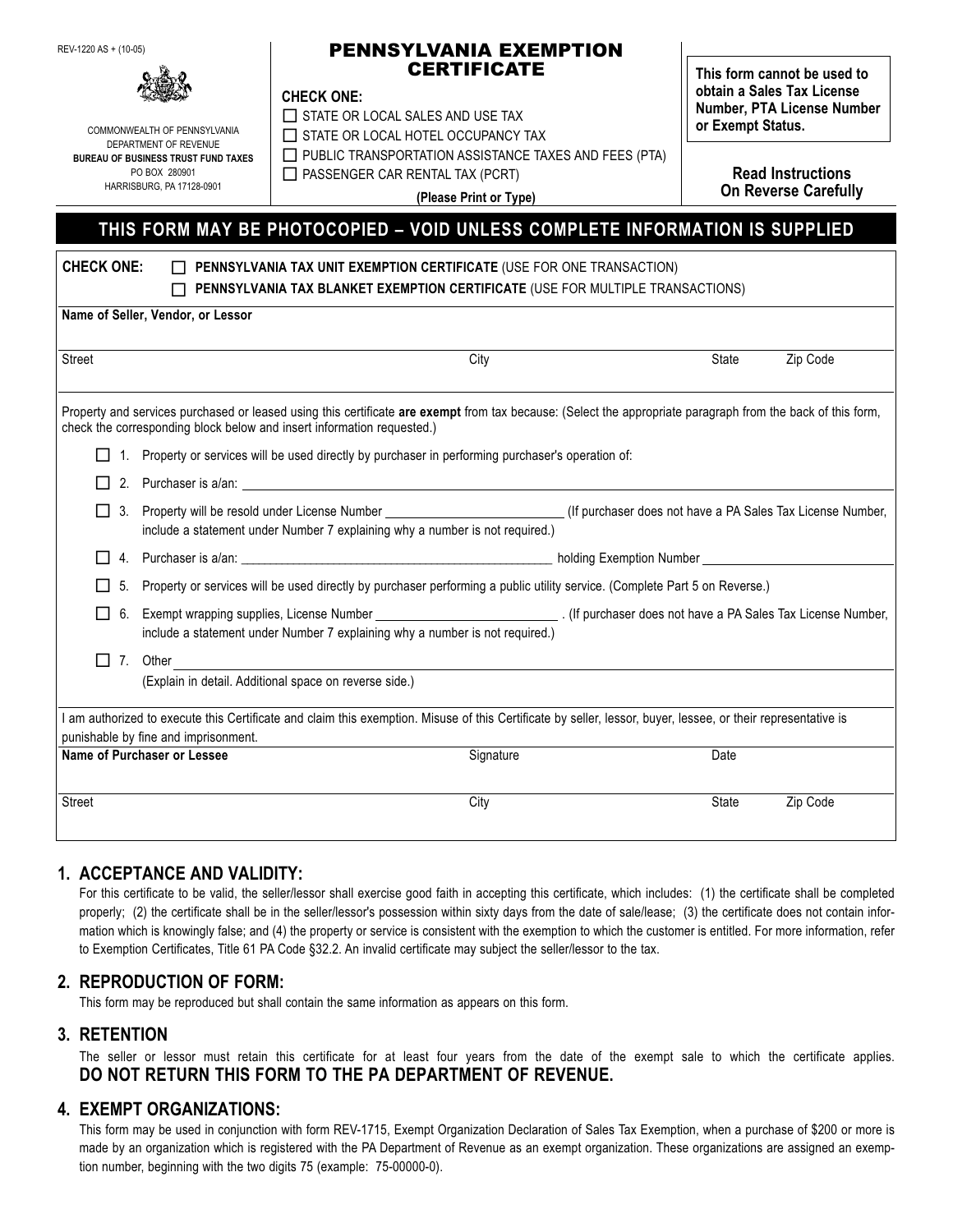REV-1220 AS + (10-05)

COMMONWEALTH OF PENNSYLVANIA
DEPARTMENT OF REVENUE
**BUREAU OF BUSINESS TRUST FUND TAXES**
PO BOX 280901
HARRISBURG, PA 17128-0901

# PENNSYLVANIA EXEMPTION CERTIFICATE

**CHECK ONE:**

☐ STATE OR LOCAL SALES AND USE TAX
☐ STATE OR LOCAL HOTEL OCCUPANCY TAX
☐ PUBLIC TRANSPORTATION ASSISTANCE TAXES AND FEES (PTA)
☐ PASSENGER CAR RENTAL TAX (PCRT)

**(Please Print or Type)**

**This form cannot be used to obtain a Sales Tax License Number, PTA License Number or Exempt Status.**

**Read Instructions On Reverse Carefully**

## THIS FORM MAY BE PHOTOCOPIED – VOID UNLESS COMPLETE INFORMATION IS SUPPLIED

**CHECK ONE:** ☐ **PENNSYLVANIA TAX UNIT EXEMPTION CERTIFICATE** (USE FOR ONE TRANSACTION)
☐ **PENNSYLVANIA TAX BLANKET EXEMPTION CERTIFICATE** (USE FOR MULTIPLE TRANSACTIONS)

**Name of Seller, Vendor, or Lessor**

Street | City | State | Zip Code

Property and services purchased or leased using this certificate **are exempt** from tax because: (Select the appropriate paragraph from the back of this form, check the corresponding block below and insert information requested.)

☐ 1. Property or services will be used directly by purchaser in performing purchaser's operation of:

☐ 2. Purchaser is a/an: ______

☐ 3. Property will be resold under License Number ______ (If purchaser does not have a PA Sales Tax License Number, include a statement under Number 7 explaining why a number is not required.)

☐ 4. Purchaser is a/an: ______ holding Exemption Number ______

☐ 5. Property or services will be used directly by purchaser performing a public utility service. (Complete Part 5 on Reverse.)

☐ 6. Exempt wrapping supplies, License Number ______ . (If purchaser does not have a PA Sales Tax License Number, include a statement under Number 7 explaining why a number is not required.)

☐ 7. Other ______
(Explain in detail. Additional space on reverse side.)

I am authorized to execute this Certificate and claim this exemption. Misuse of this Certificate by seller, lessor, buyer, lessee, or their representative is punishable by fine and imprisonment.

**Name of Purchaser or Lessee** | Signature | Date

Street | City | State | Zip Code

## 1. ACCEPTANCE AND VALIDITY:

For this certificate to be valid, the seller/lessor shall exercise good faith in accepting this certificate, which includes: (1) the certificate shall be completed properly; (2) the certificate shall be in the seller/lessor's possession within sixty days from the date of sale/lease; (3) the certificate does not contain information which is knowingly false; and (4) the property or service is consistent with the exemption to which the customer is entitled. For more information, refer to Exemption Certificates, Title 61 PA Code §32.2. An invalid certificate may subject the seller/lessor to the tax.

## 2. REPRODUCTION OF FORM:

This form may be reproduced but shall contain the same information as appears on this form.

## 3. RETENTION

The seller or lessor must retain this certificate for at least four years from the date of the exempt sale to which the certificate applies. **DO NOT RETURN THIS FORM TO THE PA DEPARTMENT OF REVENUE.**

## 4. EXEMPT ORGANIZATIONS:

This form may be used in conjunction with form REV-1715, Exempt Organization Declaration of Sales Tax Exemption, when a purchase of $200 or more is made by an organization which is registered with the PA Department of Revenue as an exempt organization. These organizations are assigned an exemption number, beginning with the two digits 75 (example: 75-00000-0).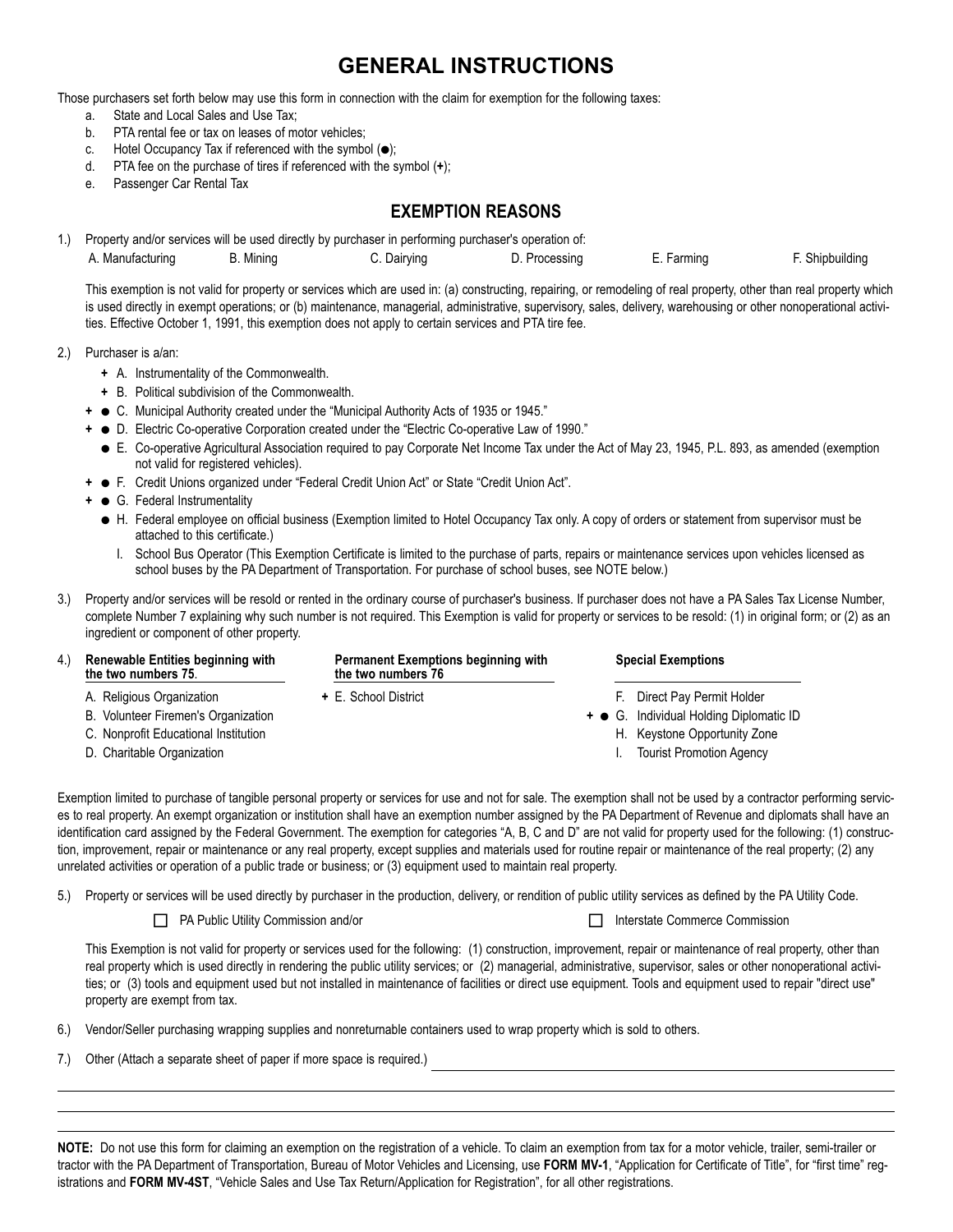# GENERAL INSTRUCTIONS

Those purchasers set forth below may use this form in connection with the claim for exemption for the following taxes:

- a. State and Local Sales and Use Tax;
- b. PTA rental fee or tax on leases of motor vehicles;
- c. Hotel Occupancy Tax if referenced with the symbol (●);
- d. PTA fee on the purchase of tires if referenced with the symbol (+);
- e. Passenger Car Rental Tax

## EXEMPTION REASONS

1.) Property and/or services will be used directly by purchaser in performing purchaser's operation of:

A. Manufacturing B. Mining C. Dairying D. Processing E. Farming F. Shipbuilding

This exemption is not valid for property or services which are used in: (a) constructing, repairing, or remodeling of real property, other than real property which is used directly in exempt operations; or (b) maintenance, managerial, administrative, supervisory, sales, delivery, warehousing or other nonoperational activities. Effective October 1, 1991, this exemption does not apply to certain services and PTA tire fee.

2.) Purchaser is a/an:

- + A. Instrumentality of the Commonwealth.
- + B. Political subdivision of the Commonwealth.
- + ● C. Municipal Authority created under the "Municipal Authority Acts of 1935 or 1945."
- + ● D. Electric Co-operative Corporation created under the "Electric Co-operative Law of 1990."
- ● E. Co-operative Agricultural Association required to pay Corporate Net Income Tax under the Act of May 23, 1945, P.L. 893, as amended (exemption not valid for registered vehicles).
- + ● F. Credit Unions organized under "Federal Credit Union Act" or State "Credit Union Act".
- + ● G. Federal Instrumentality
- ● H. Federal employee on official business (Exemption limited to Hotel Occupancy Tax only. A copy of orders or statement from supervisor must be attached to this certificate.)
- I. School Bus Operator (This Exemption Certificate is limited to the purchase of parts, repairs or maintenance services upon vehicles licensed as school buses by the PA Department of Transportation. For purchase of school buses, see NOTE below.)

3.) Property and/or services will be resold or rented in the ordinary course of purchaser's business. If purchaser does not have a PA Sales Tax License Number, complete Number 7 explaining why such number is not required. This Exemption is valid for property or services to be resold: (1) in original form; or (2) as an ingredient or component of other property.

4.)

**Renewable Entities beginning with the two numbers 75.**

- A. Religious Organization
- B. Volunteer Firemen's Organization
- C. Nonprofit Educational Institution
- D. Charitable Organization

**Permanent Exemptions beginning with the two numbers 76**

- + E. School District

**Special Exemptions**

- F. Direct Pay Permit Holder
- + ● G. Individual Holding Diplomatic ID
- H. Keystone Opportunity Zone
- I. Tourist Promotion Agency

Exemption limited to purchase of tangible personal property or services for use and not for sale. The exemption shall not be used by a contractor performing services to real property. An exempt organization or institution shall have an exemption number assigned by the PA Department of Revenue and diplomats shall have an identification card assigned by the Federal Government. The exemption for categories "A, B, C and D" are not valid for property used for the following: (1) construction, improvement, repair or maintenance or any real property, except supplies and materials used for routine repair or maintenance of the real property; (2) any unrelated activities or operation of a public trade or business; or (3) equipment used to maintain real property.

5.) Property or services will be used directly by purchaser in the production, delivery, or rendition of public utility services as defined by the PA Utility Code.

☐ PA Public Utility Commission and/or ☐ Interstate Commerce Commission

This Exemption is not valid for property or services used for the following: (1) construction, improvement, repair or maintenance of real property, other than real property which is used directly in rendering the public utility services; or (2) managerial, administrative, supervisor, sales or other nonoperational activities; or (3) tools and equipment used but not installed in maintenance of facilities or direct use equipment. Tools and equipment used to repair "direct use" property are exempt from tax.

6.) Vendor/Seller purchasing wrapping supplies and nonreturnable containers used to wrap property which is sold to others.

7.) Other (Attach a separate sheet of paper if more space is required.) ______________________________

______________________________

______________________________

______________________________

**NOTE:** Do not use this form for claiming an exemption on the registration of a vehicle. To claim an exemption from tax for a motor vehicle, trailer, semi-trailer or tractor with the PA Department of Transportation, Bureau of Motor Vehicles and Licensing, use **FORM MV-1**, "Application for Certificate of Title", for "first time" registrations and **FORM MV-4ST**, "Vehicle Sales and Use Tax Return/Application for Registration", for all other registrations.